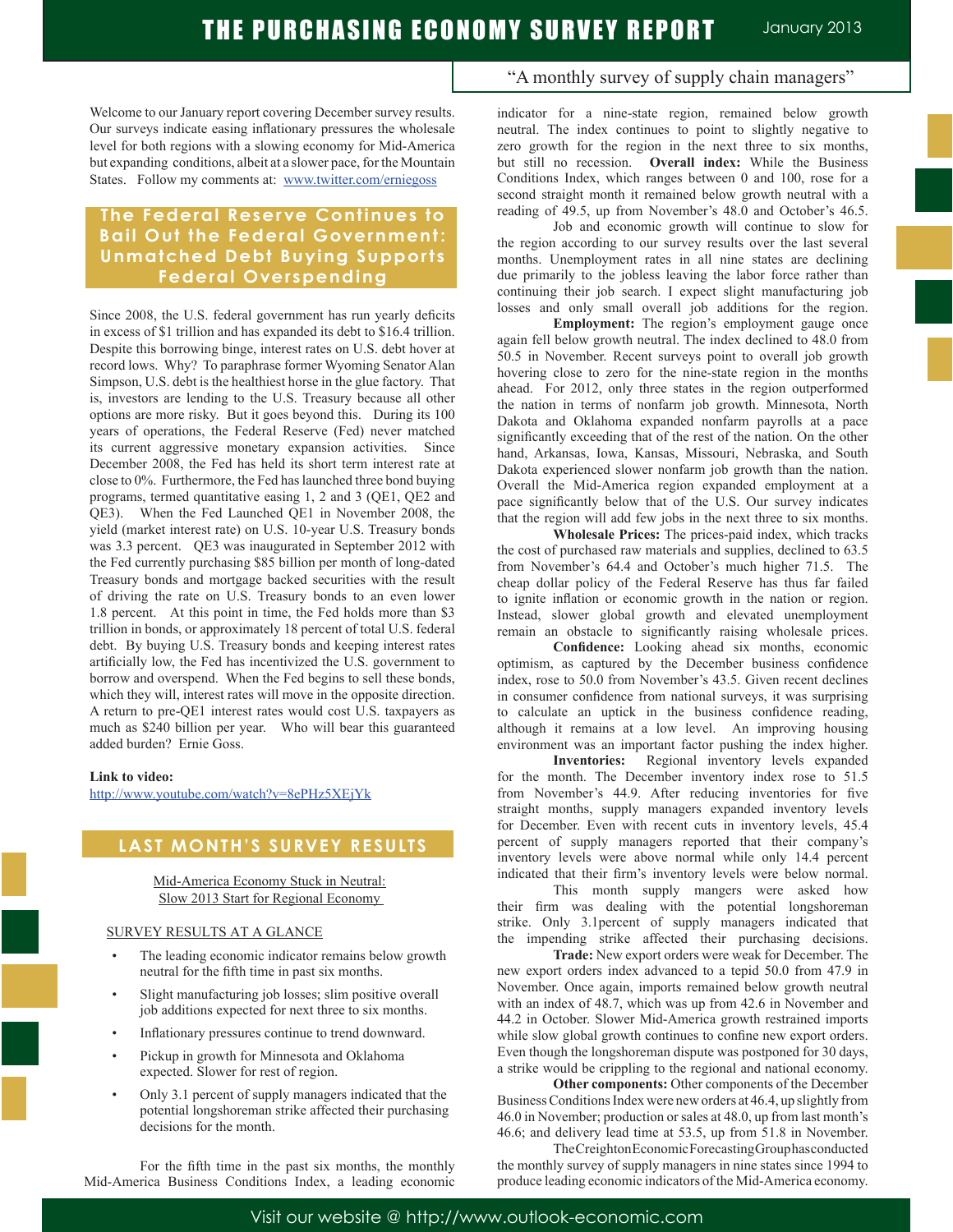# THE PURCHASING ECONOMY SURVEY REPORT

January 2013

"A monthly survey of supply chain managers"

Welcome to our January report covering December survey results. Our surveys indicate easing inflationary pressures the wholesale level for both regions with a slowing economy for Mid-America but expanding conditions, albeit at a slower pace, for the Mountain States. Follow my comments at: www.twitter.com/erniegoss

## The Federal Reserve Continues to Bail Out the Federal Government: Unmatched Debt Buying Supports Federal Overspending

Since 2008, the U.S. federal government has run yearly deficits in excess of $1 trillion and has expanded its debt to $16.4 trillion. Despite this borrowing binge, interest rates on U.S. debt hover at record lows. Why? To paraphrase former Wyoming Senator Alan Simpson, U.S. debt is the healthiest horse in the glue factory. That is, investors are lending to the U.S. Treasury because all other options are more risky. But it goes beyond this. During its 100 years of operations, the Federal Reserve (Fed) never matched its current aggressive monetary expansion activities. Since December 2008, the Fed has held its short term interest rate at close to 0%. Furthermore, the Fed has launched three bond buying programs, termed quantitative easing 1, 2 and 3 (QE1, QE2 and QE3). When the Fed Launched QE1 in November 2008, the yield (market interest rate) on U.S. 10-year U.S. Treasury bonds was 3.3 percent. QE3 was inaugurated in September 2012 with the Fed currently purchasing $85 billion per month of long-dated Treasury bonds and mortgage backed securities with the result of driving the rate on U.S. Treasury bonds to an even lower 1.8 percent. At this point in time, the Fed holds more than $3 trillion in bonds, or approximately 18 percent of total U.S. federal debt. By buying U.S. Treasury bonds and keeping interest rates artificially low, the Fed has incentivized the U.S. government to borrow and overspend. When the Fed begins to sell these bonds, which they will, interest rates will move in the opposite direction. A return to pre-QE1 interest rates would cost U.S. taxpayers as much as $240 billion per year. Who will bear this guaranteed added burden? Ernie Goss.

**Link to video:**
http://www.youtube.com/watch?v=8ePHz5XEjYk

## LAST MONTH'S SURVEY RESULTS

Mid-America Economy Stuck in Neutral:
Slow 2013 Start for Regional Economy

SURVEY RESULTS AT A GLANCE

- The leading economic indicator remains below growth neutral for the fifth time in past six months.
- Slight manufacturing job losses; slim positive overall job additions expected for next three to six months.
- Inflationary pressures continue to trend downward.
- Pickup in growth for Minnesota and Oklahoma expected. Slower for rest of region.
- Only 3.1 percent of supply managers indicated that the potential longshoreman strike affected their purchasing decisions for the month.

For the fifth time in the past six months, the monthly Mid-America Business Conditions Index, a leading economic indicator for a nine-state region, remained below growth neutral. The index continues to point to slightly negative to zero growth for the region in the next three to six months, but still no recession. **Overall index:** While the Business Conditions Index, which ranges between 0 and 100, rose for a second straight month it remained below growth neutral with a reading of 49.5, up from November's 48.0 and October's 46.5.

Job and economic growth will continue to slow for the region according to our survey results over the last several months. Unemployment rates in all nine states are declining due primarily to the jobless leaving the labor force rather than continuing their job search. I expect slight manufacturing job losses and only small overall job additions for the region.

**Employment:** The region's employment gauge once again fell below growth neutral. The index declined to 48.0 from 50.5 in November. Recent surveys point to overall job growth hovering close to zero for the nine-state region in the months ahead. For 2012, only three states in the region outperformed the nation in terms of nonfarm job growth. Minnesota, North Dakota and Oklahoma expanded nonfarm payrolls at a pace significantly exceeding that of the rest of the nation. On the other hand, Arkansas, Iowa, Kansas, Missouri, Nebraska, and South Dakota experienced slower nonfarm job growth than the nation. Overall the Mid-America region expanded employment at a pace significantly below that of the U.S. Our survey indicates that the region will add few jobs in the next three to six months.

**Wholesale Prices:** The prices-paid index, which tracks the cost of purchased raw materials and supplies, declined to 63.5 from November's 64.4 and October's much higher 71.5. The cheap dollar policy of the Federal Reserve has thus far failed to ignite inflation or economic growth in the nation or region. Instead, slower global growth and elevated unemployment remain an obstacle to significantly raising wholesale prices.

**Confidence:** Looking ahead six months, economic optimism, as captured by the December business confidence index, rose to 50.0 from November's 43.5. Given recent declines in consumer confidence from national surveys, it was surprising to calculate an uptick in the business confidence reading, although it remains at a low level. An improving housing environment was an important factor pushing the index higher.

**Inventories:** Regional inventory levels expanded for the month. The December inventory index rose to 51.5 from November's 44.9. After reducing inventories for five straight months, supply managers expanded inventory levels for December. Even with recent cuts in inventory levels, 45.4 percent of supply managers reported that their company's inventory levels were above normal while only 14.4 percent indicated that their firm's inventory levels were below normal.

This month supply mangers were asked how their firm was dealing with the potential longshoreman strike. Only 3.1percent of supply managers indicated that the impending strike affected their purchasing decisions.

**Trade:** New export orders were weak for December. The new export orders index advanced to a tepid 50.0 from 47.9 in November. Once again, imports remained below growth neutral with an index of 48.7, which was up from 42.6 in November and 44.2 in October. Slower Mid-America growth restrained imports while slow global growth continues to confine new export orders. Even though the longshoreman dispute was postponed for 30 days, a strike would be crippling to the regional and national economy.

**Other components:** Other components of the December Business Conditions Index were new orders at 46.4, up slightly from 46.0 in November; production or sales at 48.0, up from last month's 46.6; and delivery lead time at 53.5, up from 51.8 in November.

The Creighton Economic Forecasting Group has conducted the monthly survey of supply managers in nine states since 1994 to produce leading economic indicators of the Mid-America economy.

Visit our website @ http://www.outlook-economic.com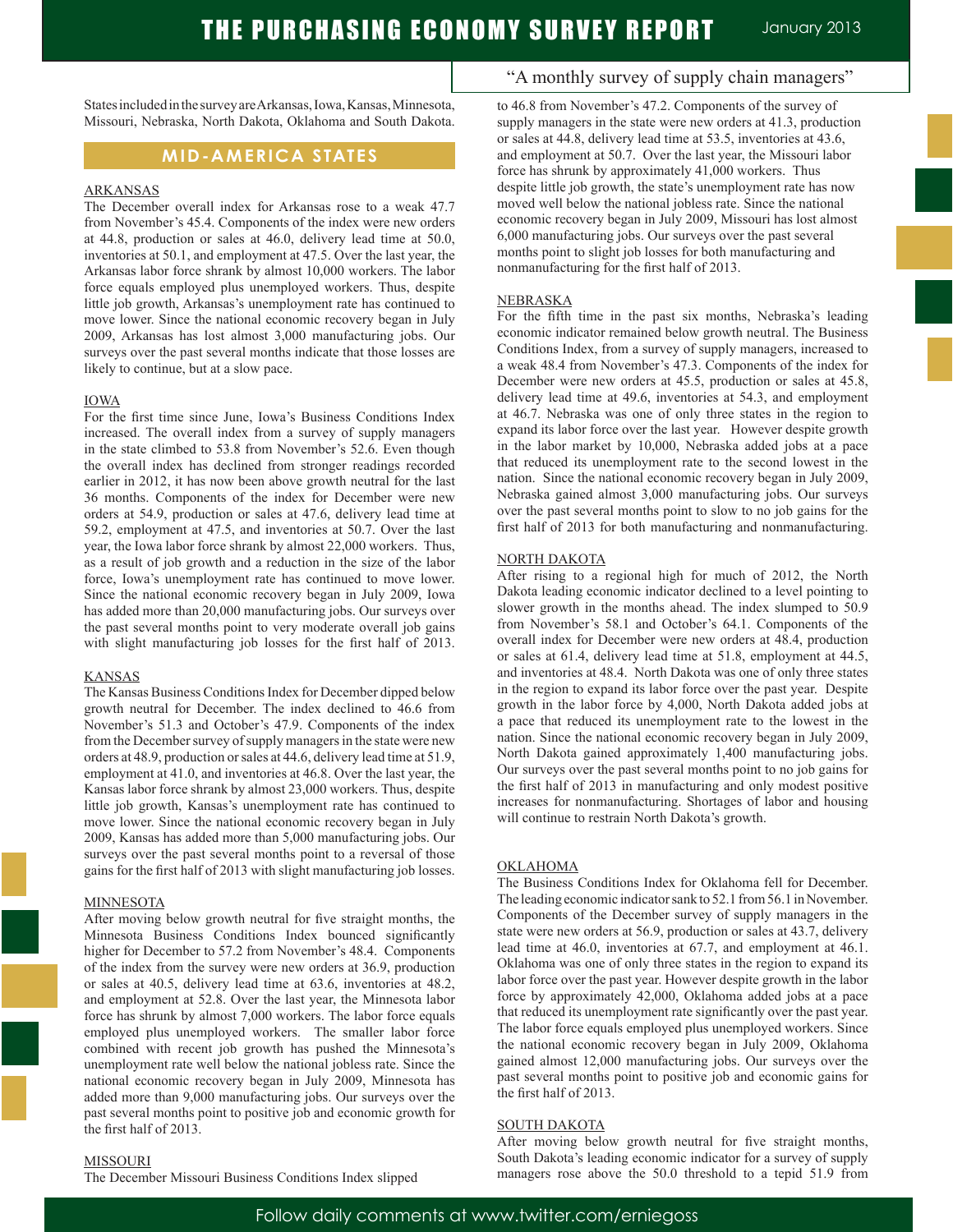States included in the survey are Arkansas, Iowa, Kansas, Minnesota, Missouri, Nebraska, North Dakota, Oklahoma and South Dakota.

## MID-AMERICA STATES

### ARKANSAS

The December overall index for Arkansas rose to a weak 47.7 from November's 45.4. Components of the index were new orders at 44.8, production or sales at 46.0, delivery lead time at 50.0, inventories at 50.1, and employment at 47.5. Over the last year, the Arkansas labor force shrank by almost 10,000 workers. The labor force equals employed plus unemployed workers. Thus, despite little job growth, Arkansas's unemployment rate has continued to move lower. Since the national economic recovery began in July 2009, Arkansas has lost almost 3,000 manufacturing jobs. Our surveys over the past several months indicate that those losses are likely to continue, but at a slow pace.

### IOWA

For the first time since June, Iowa's Business Conditions Index increased. The overall index from a survey of supply managers in the state climbed to 53.8 from November's 52.6. Even though the overall index has declined from stronger readings recorded earlier in 2012, it has now been above growth neutral for the last 36 months. Components of the index for December were new orders at 54.9, production or sales at 47.6, delivery lead time at 59.2, employment at 47.5, and inventories at 50.7. Over the last year, the Iowa labor force shrank by almost 22,000 workers. Thus, as a result of job growth and a reduction in the size of the labor force, Iowa's unemployment rate has continued to move lower. Since the national economic recovery began in July 2009, Iowa has added more than 20,000 manufacturing jobs. Our surveys over the past several months point to very moderate overall job gains with slight manufacturing job losses for the first half of 2013.

### KANSAS

The Kansas Business Conditions Index for December dipped below growth neutral for December. The index declined to 46.6 from November's 51.3 and October's 47.9. Components of the index from the December survey of supply managers in the state were new orders at 48.9, production or sales at 44.6, delivery lead time at 51.9, employment at 41.0, and inventories at 46.8. Over the last year, the Kansas labor force shrank by almost 23,000 workers. Thus, despite little job growth, Kansas's unemployment rate has continued to move lower. Since the national economic recovery began in July 2009, Kansas has added more than 5,000 manufacturing jobs. Our surveys over the past several months point to a reversal of those gains for the first half of 2013 with slight manufacturing job losses.

### MINNESOTA

After moving below growth neutral for five straight months, the Minnesota Business Conditions Index bounced significantly higher for December to 57.2 from November's 48.4. Components of the index from the survey were new orders at 36.9, production or sales at 40.5, delivery lead time at 63.6, inventories at 48.2, and employment at 52.8. Over the last year, the Minnesota labor force has shrunk by almost 7,000 workers. The labor force equals employed plus unemployed workers. The smaller labor force combined with recent job growth has pushed the Minnesota's unemployment rate well below the national jobless rate. Since the national economic recovery began in July 2009, Minnesota has added more than 9,000 manufacturing jobs. Our surveys over the past several months point to positive job and economic growth for the first half of 2013.

### MISSOURI

The December Missouri Business Conditions Index slipped to 46.8 from November's 47.2. Components of the survey of supply managers in the state were new orders at 41.3, production or sales at 44.8, delivery lead time at 53.5, inventories at 43.6, and employment at 50.7. Over the last year, the Missouri labor force has shrunk by approximately 41,000 workers. Thus despite little job growth, the state's unemployment rate has now moved well below the national jobless rate. Since the national economic recovery began in July 2009, Missouri has lost almost 6,000 manufacturing jobs. Our surveys over the past several months point to slight job losses for both manufacturing and nonmanufacturing for the first half of 2013.

### NEBRASKA

For the fifth time in the past six months, Nebraska's leading economic indicator remained below growth neutral. The Business Conditions Index, from a survey of supply managers, increased to a weak 48.4 from November's 47.3. Components of the index for December were new orders at 45.5, production or sales at 45.8, delivery lead time at 49.6, inventories at 54.3, and employment at 46.7. Nebraska was one of only three states in the region to expand its labor force over the last year. However despite growth in the labor market by 10,000, Nebraska added jobs at a pace that reduced its unemployment rate to the second lowest in the nation. Since the national economic recovery began in July 2009, Nebraska gained almost 3,000 manufacturing jobs. Our surveys over the past several months point to slow to no job gains for the first half of 2013 for both manufacturing and nonmanufacturing.

### NORTH DAKOTA

After rising to a regional high for much of 2012, the North Dakota leading economic indicator declined to a level pointing to slower growth in the months ahead. The index slumped to 50.9 from November's 58.1 and October's 64.1. Components of the overall index for December were new orders at 48.4, production or sales at 61.4, delivery lead time at 51.8, employment at 44.5, and inventories at 48.4. North Dakota was one of only three states in the region to expand its labor force over the past year. Despite growth in the labor force by 4,000, North Dakota added jobs at a pace that reduced its unemployment rate to the lowest in the nation. Since the national economic recovery began in July 2009, North Dakota gained approximately 1,400 manufacturing jobs. Our surveys over the past several months point to no job gains for the first half of 2013 in manufacturing and only modest positive increases for nonmanufacturing. Shortages of labor and housing will continue to restrain North Dakota's growth.

### OKLAHOMA

The Business Conditions Index for Oklahoma fell for December. The leading economic indicator sank to 52.1 from 56.1 in November. Components of the December survey of supply managers in the state were new orders at 56.9, production or sales at 43.7, delivery lead time at 46.0, inventories at 67.7, and employment at 46.1. Oklahoma was one of only three states in the region to expand its labor force over the past year. However despite growth in the labor force by approximately 42,000, Oklahoma added jobs at a pace that reduced its unemployment rate significantly over the past year. The labor force equals employed plus unemployed workers. Since the national economic recovery began in July 2009, Oklahoma gained almost 12,000 manufacturing jobs. Our surveys over the past several months point to positive job and economic gains for the first half of 2013.

### SOUTH DAKOTA

After moving below growth neutral for five straight months, South Dakota's leading economic indicator for a survey of supply managers rose above the 50.0 threshold to a tepid 51.9 from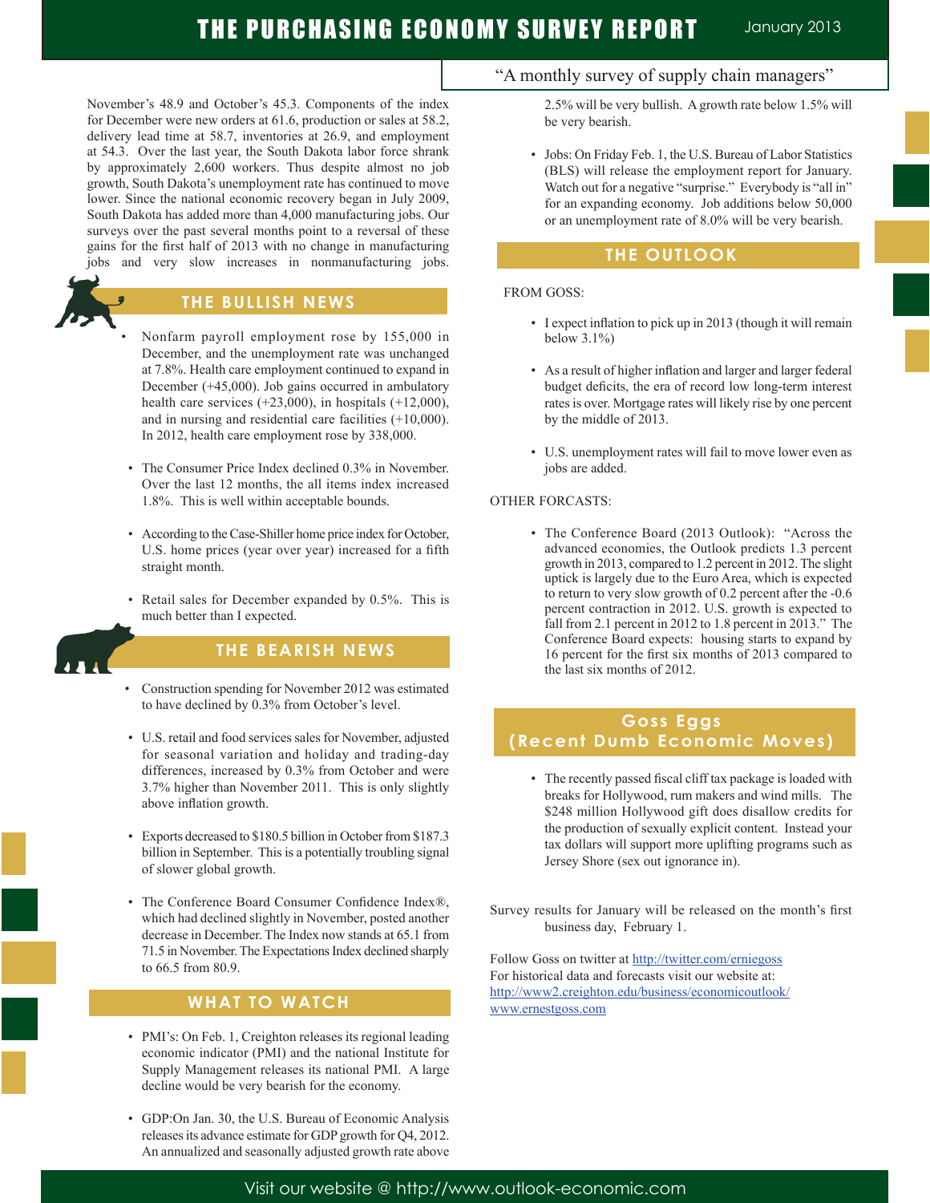November's 48.9 and October's 45.3. Components of the index for December were new orders at 61.6, production or sales at 58.2, delivery lead time at 58.7, inventories at 26.9, and employment at 54.3. Over the last year, the South Dakota labor force shrank by approximately 2,600 workers. Thus despite almost no job growth, South Dakota's unemployment rate has continued to move lower. Since the national economic recovery began in July 2009, South Dakota has added more than 4,000 manufacturing jobs. Our surveys over the past several months point to a reversal of these gains for the first half of 2013 with no change in manufacturing jobs and very slow increases in nonmanufacturing jobs.

## THE BULLISH NEWS

- Nonfarm payroll employment rose by 155,000 in December, and the unemployment rate was unchanged at 7.8%. Health care employment continued to expand in December (+45,000). Job gains occurred in ambulatory health care services (+23,000), in hospitals (+12,000), and in nursing and residential care facilities (+10,000). In 2012, health care employment rose by 338,000.
- The Consumer Price Index declined 0.3% in November. Over the last 12 months, the all items index increased 1.8%. This is well within acceptable bounds.
- According to the Case-Shiller home price index for October, U.S. home prices (year over year) increased for a fifth straight month.
- Retail sales for December expanded by 0.5%. This is much better than I expected.

## THE BEARISH NEWS

- Construction spending for November 2012 was estimated to have declined by 0.3% from October's level.
- U.S. retail and food services sales for November, adjusted for seasonal variation and holiday and trading-day differences, increased by 0.3% from October and were 3.7% higher than November 2011. This is only slightly above inflation growth.
- Exports decreased to $180.5 billion in October from $187.3 billion in September. This is a potentially troubling signal of slower global growth.
- The Conference Board Consumer Confidence Index®, which had declined slightly in November, posted another decrease in December. The Index now stands at 65.1 from 71.5 in November. The Expectations Index declined sharply to 66.5 from 80.9.

## WHAT TO WATCH

- PMI's: On Feb. 1, Creighton releases its regional leading economic indicator (PMI) and the national Institute for Supply Management releases its national PMI. A large decline would be very bearish for the economy.
- GDP:On Jan. 30, the U.S. Bureau of Economic Analysis releases its advance estimate for GDP growth for Q4, 2012. An annualized and seasonally adjusted growth rate above 2.5% will be very bullish. A growth rate below 1.5% will be very bearish.
- Jobs: On Friday Feb. 1, the U.S. Bureau of Labor Statistics (BLS) will release the employment report for January. Watch out for a negative "surprise." Everybody is "all in" for an expanding economy. Job additions below 50,000 or an unemployment rate of 8.0% will be very bearish.

## THE OUTLOOK

FROM GOSS:

- I expect inflation to pick up in 2013 (though it will remain below 3.1%)
- As a result of higher inflation and larger and larger federal budget deficits, the era of record low long-term interest rates is over. Mortgage rates will likely rise by one percent by the middle of 2013.
- U.S. unemployment rates will fail to move lower even as jobs are added.

OTHER FORCASTS:

- The Conference Board (2013 Outlook): "Across the advanced economies, the Outlook predicts 1.3 percent growth in 2013, compared to 1.2 percent in 2012. The slight uptick is largely due to the Euro Area, which is expected to return to very slow growth of 0.2 percent after the -0.6 percent contraction in 2012. U.S. growth is expected to fall from 2.1 percent in 2012 to 1.8 percent in 2013." The Conference Board expects: housing starts to expand by 16 percent for the first six months of 2013 compared to the last six months of 2012.

## Goss Eggs (Recent Dumb Economic Moves)

- The recently passed fiscal cliff tax package is loaded with breaks for Hollywood, rum makers and wind mills. The $248 million Hollywood gift does disallow credits for the production of sexually explicit content. Instead your tax dollars will support more uplifting programs such as Jersey Shore (sex out ignorance in).

Survey results for January will be released on the month's first business day, February 1.

Follow Goss on twitter at http://twitter.com/erniegoss
For historical data and forecasts visit our website at:
http://www2.creighton.edu/business/economicoutlook/
www.ernestgoss.com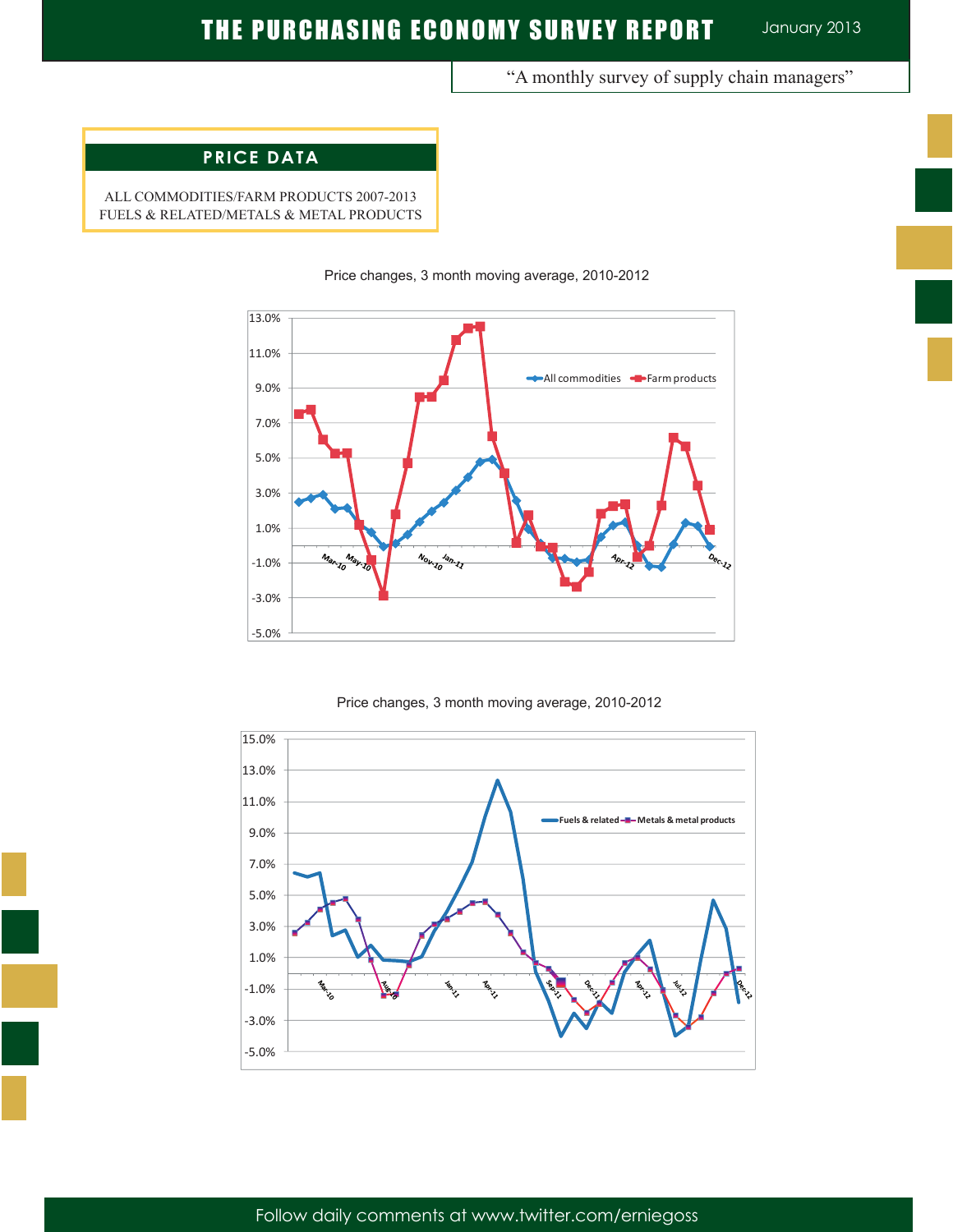# PRICE DATA

ALL COMMODITIES/FARM PRODUCTS 2007-2013
FUELS & RELATED/METALS & METAL PRODUCTS

Price changes, 3 month moving average, 2010-2012

13.0%
11.0%
9.0%
7.0%
5.0%
3.0%
1.0%
-1.0%
-3.0%
-5.0%

All commodities
Farm products

Mar-10
May-10
Nov-10
Jan-11
Apr-12
Dec-12

Price changes, 3 month moving average, 2010-2012

15.0%
13.0%
11.0%
9.0%
7.0%
5.0%
3.0%
1.0%
-1.0%
-3.0%
-5.0%

Fuels & related
Metals & metal products

Mar-10
Aug-10
Jan-11
Apr-11
Sep-11
Dec-11
Apr-12
Jul-12
Dec-12

Follow daily comments at www.twitter.com/erniegoss